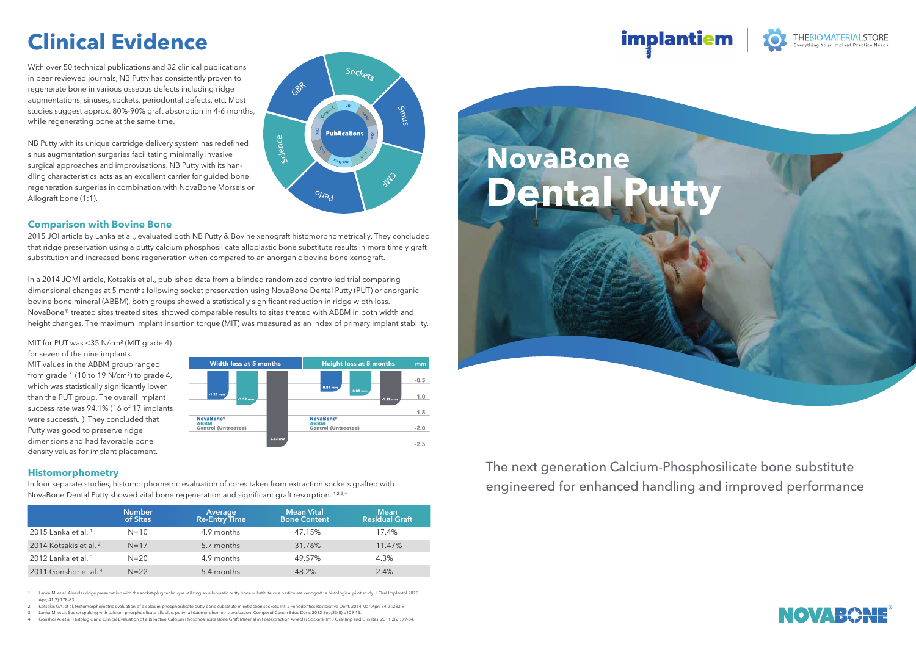# Clinical Evidence

With over 50 technical publications and 32 clinical publications in peer reviewed journals, NB Putty has consistently proven to regenerate bone in various osseous defects including ridge augmentations, sinuses, sockets, periodontal defects, etc. Most studies suggest approx. 80%-90% graft absorption in 4-6 months, while regenerating bone at the same time.

NB Putty with its unique cartridge delivery system has redefined sinus augmentation surgeries facilitating minimally invasive surgical approaches and improvisations. NB Putty with its handling characteristics acts as an excellent carrier for guided bone regeneration surgeries in combination with NovaBone Morsels or Allograft bone (1:1).

### Comparison with Bovine Bone

2015 JOI article by Lanka et al., evaluated both NB Putty & Bovine xenograft histomorphometrically. They concluded that ridge preservation using a putty calcium phosphosilicate alloplastic bone substitute results in more timely graft substitution and increased bone regeneration when compared to an anorganic bovine bone xenograft.

In a 2014 JOMI article, Kotsakis et al., published data from a blinded randomized controlled trial comparing dimensional changes at 5 months following socket preservation using NovaBone Dental Putty (PUT) or anorganic bovine bone mineral (ABBM), both groups showed a statistically significant reduction in ridge width loss. NovaBone® treated sites treated sites showed comparable results to sites treated with ABBM in both width and height changes. The maximum implant insertion torque (MIT) was measured as an index of primary implant stability.

MIT for PUT was <35 N/cm² (MIT grade 4) for seven of the nine implants. MIT values in the ABBM group ranged from grade 1 (10 to 19 N/cm²) to grade 4, which was statistically significantly lower than the PUT group. The overall implant success rate was 94.1% (16 of 17 implants were successful). They concluded that Putty was good to preserve ridge dimensions and had favorable bone density values for implant placement.

| | Width loss at 5 months | Height loss at 5 months |
|---|---|---|
| NovaBone® | -1.26 mm | -0.84 mm |
| ABBM | -1.39 mm | -0.88 mm |
| Control (Untreated) | -2.53 mm | -1.12 mm |

### Histomorphometry

In four separate studies, histomorphometric evaluation of cores taken from extraction sockets grafted with NovaBone Dental Putty showed vital bone regeneration and significant graft resorption. [1,2,3,4]

| | Number of Sites | Average Re-Entry Time | Mean Vital Bone Content | Mean Residual Graft |
|---|---|---|---|---|
| 2015 Lanka et al. [1] | N=10 | 4.9 months | 47.15% | 17.4% |
| 2014 Kotsakis et al. [2] | N=17 | 5.7 months | 31.76% | 11.47% |
| 2012 Lanka et al. [3] | N=20 | 4.9 months | 49.57% | 4.3% |
| 2011 Gonshor et al. [4] | N=22 | 5.4 months | 48.2% | 2.4% |

1. Lanka M. et al. Alveolar ridge preservation with the socket-plug technique utilizing an alloplastic putty bone substitute or a particulate xenograft: a histological pilot study. J Oral Implantol 2015 Apr; 41(2):178-83
2. Kotsakis GA, et al. Histomorphometric evaluation of a calcium-phosphosilicate putty bone substitute in extraction sockets. Int. J Periodontics Restorative Dent. 2014 Mar-Apr; 34(2):233-9
3. Lanka M, et al. Socket grafting with calcium phosphosilicate alloplast putty: a histomorphometric evaluation. Compend Contin Educ Dent. 2012 Sep;33(8):e109-15.
4. Gonshor A, et al. Histologic and Clinical Evaluation of a Bioactive Calcium Phosphosilicate Bone Graft Material in Postextraction Alveolar Sockets. Int J Oral Imp and Clin Res. 2011;2(2): 79-84.

# NovaBone Dental Putty

The next generation Calcium-Phosphosilicate bone substitute engineered for enhanced handling and improved performance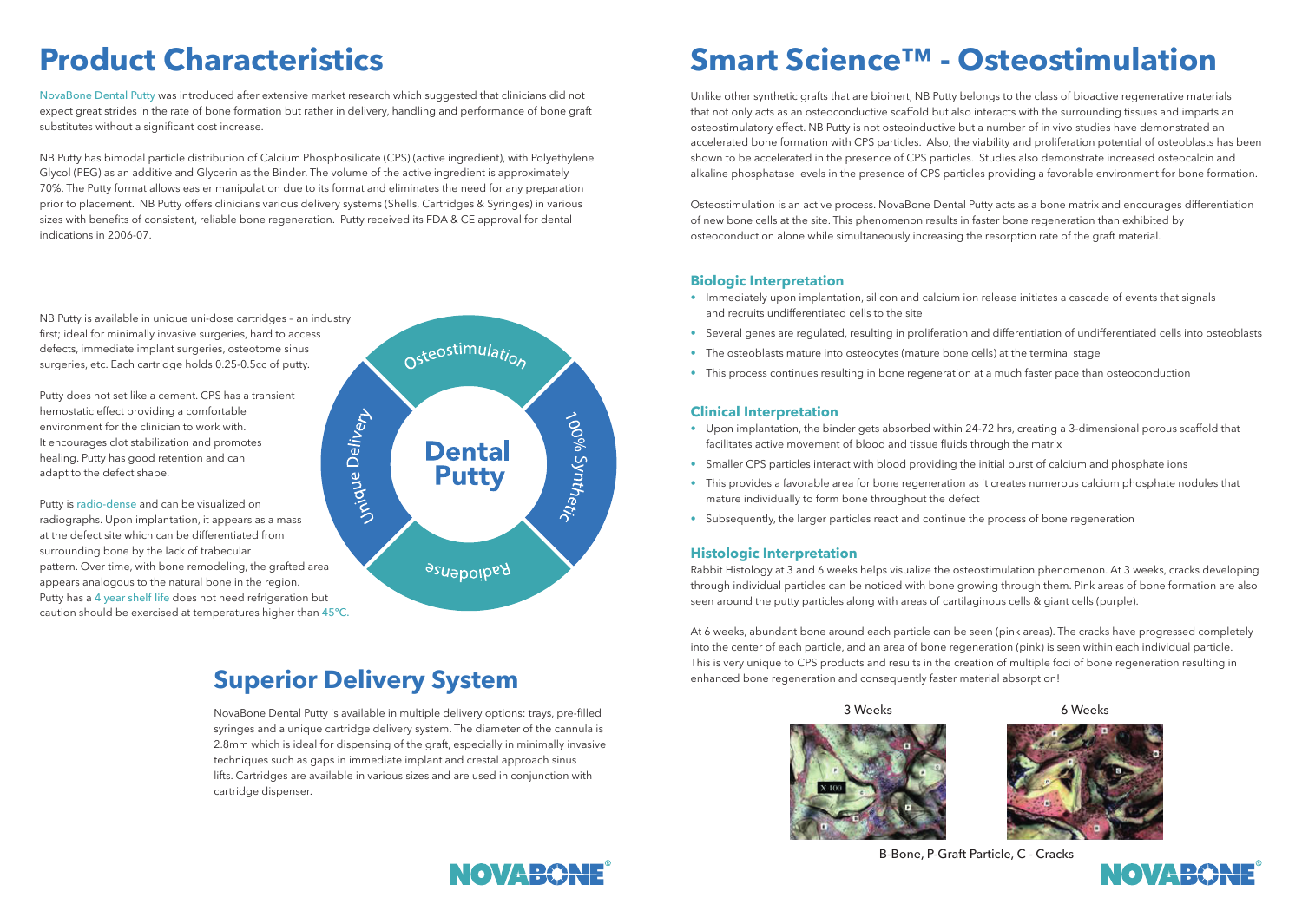# Product Characteristics

NovaBone Dental Putty was introduced after extensive market research which suggested that clinicians did not expect great strides in the rate of bone formation but rather in delivery, handling and performance of bone graft substitutes without a significant cost increase.

NB Putty has bimodal particle distribution of Calcium Phosphosilicate (CPS) (active ingredient), with Polyethylene Glycol (PEG) as an additive and Glycerin as the Binder. The volume of the active ingredient is approximately 70%. The Putty format allows easier manipulation due to its format and eliminates the need for any preparation prior to placement. NB Putty offers clinicians various delivery systems (Shells, Cartridges & Syringes) in various sizes with benefits of consistent, reliable bone regeneration. Putty received its FDA & CE approval for dental indications in 2006-07.

NB Putty is available in unique uni-dose cartridges – an industry first; ideal for minimally invasive surgeries, hard to access defects, immediate implant surgeries, osteotome sinus surgeries, etc. Each cartridge holds 0.25-0.5cc of putty.

Putty does not set like a cement. CPS has a transient hemostatic effect providing a comfortable environment for the clinician to work with. It encourages clot stabilization and promotes healing. Putty has good retention and can adapt to the defect shape.

Putty is radio-dense and can be visualized on radiographs. Upon implantation, it appears as a mass at the defect site which can be differentiated from surrounding bone by the lack of trabecular pattern. Over time, with bone remodeling, the grafted area appears analogous to the natural bone in the region. Putty has a 4 year shelf life does not need refrigeration but caution should be exercised at temperatures higher than 45°C.

Dental Putty

Osteostimulation

100% Synthetic

Radiodense

Unique Delivery

## Superior Delivery System

NovaBone Dental Putty is available in multiple delivery options: trays, pre-filled syringes and a unique cartridge delivery system. The diameter of the cannula is 2.8mm which is ideal for dispensing of the graft, especially in minimally invasive techniques such as gaps in immediate implant and crestal approach sinus lifts. Cartridges are available in various sizes and are used in conjunction with cartridge dispenser.

# Smart Science™ - Osteostimulation

Unlike other synthetic grafts that are bioinert, NB Putty belongs to the class of bioactive regenerative materials that not only acts as an osteoconductive scaffold but also interacts with the surrounding tissues and imparts an osteostimulatory effect. NB Putty is not osteoinductive but a number of in vivo studies have demonstrated an accelerated bone formation with CPS particles. Also, the viability and proliferation potential of osteoblasts has been shown to be accelerated in the presence of CPS particles. Studies also demonstrate increased osteocalcin and alkaline phosphatase levels in the presence of CPS particles providing a favorable environment for bone formation.

Osteostimulation is an active process. NovaBone Dental Putty acts as a bone matrix and encourages differentiation of new bone cells at the site. This phenomenon results in faster bone regeneration than exhibited by osteoconduction alone while simultaneously increasing the resorption rate of the graft material.

### Biologic Interpretation

- Immediately upon implantation, silicon and calcium ion release initiates a cascade of events that signals and recruits undifferentiated cells to the site
- Several genes are regulated, resulting in proliferation and differentiation of undifferentiated cells into osteoblasts
- The osteoblasts mature into osteocytes (mature bone cells) at the terminal stage
- This process continues resulting in bone regeneration at a much faster pace than osteoconduction

### Clinical Interpretation

- Upon implantation, the binder gets absorbed within 24-72 hrs, creating a 3-dimensional porous scaffold that facilitates active movement of blood and tissue fluids through the matrix
- Smaller CPS particles interact with blood providing the initial burst of calcium and phosphate ions
- This provides a favorable area for bone regeneration as it creates numerous calcium phosphate nodules that mature individually to form bone throughout the defect
- Subsequently, the larger particles react and continue the process of bone regeneration

### Histologic Interpretation

Rabbit Histology at 3 and 6 weeks helps visualize the osteostimulation phenomenon. At 3 weeks, cracks developing through individual particles can be noticed with bone growing through them. Pink areas of bone formation are also seen around the putty particles along with areas of cartilaginous cells & giant cells (purple).

At 6 weeks, abundant bone around each particle can be seen (pink areas). The cracks have progressed completely into the center of each particle, and an area of bone regeneration (pink) is seen within each individual particle. This is very unique to CPS products and results in the creation of multiple foci of bone regeneration resulting in enhanced bone regeneration and consequently faster material absorption!

3 Weeks

6 Weeks

B-Bone, P-Graft Particle, C - Cracks